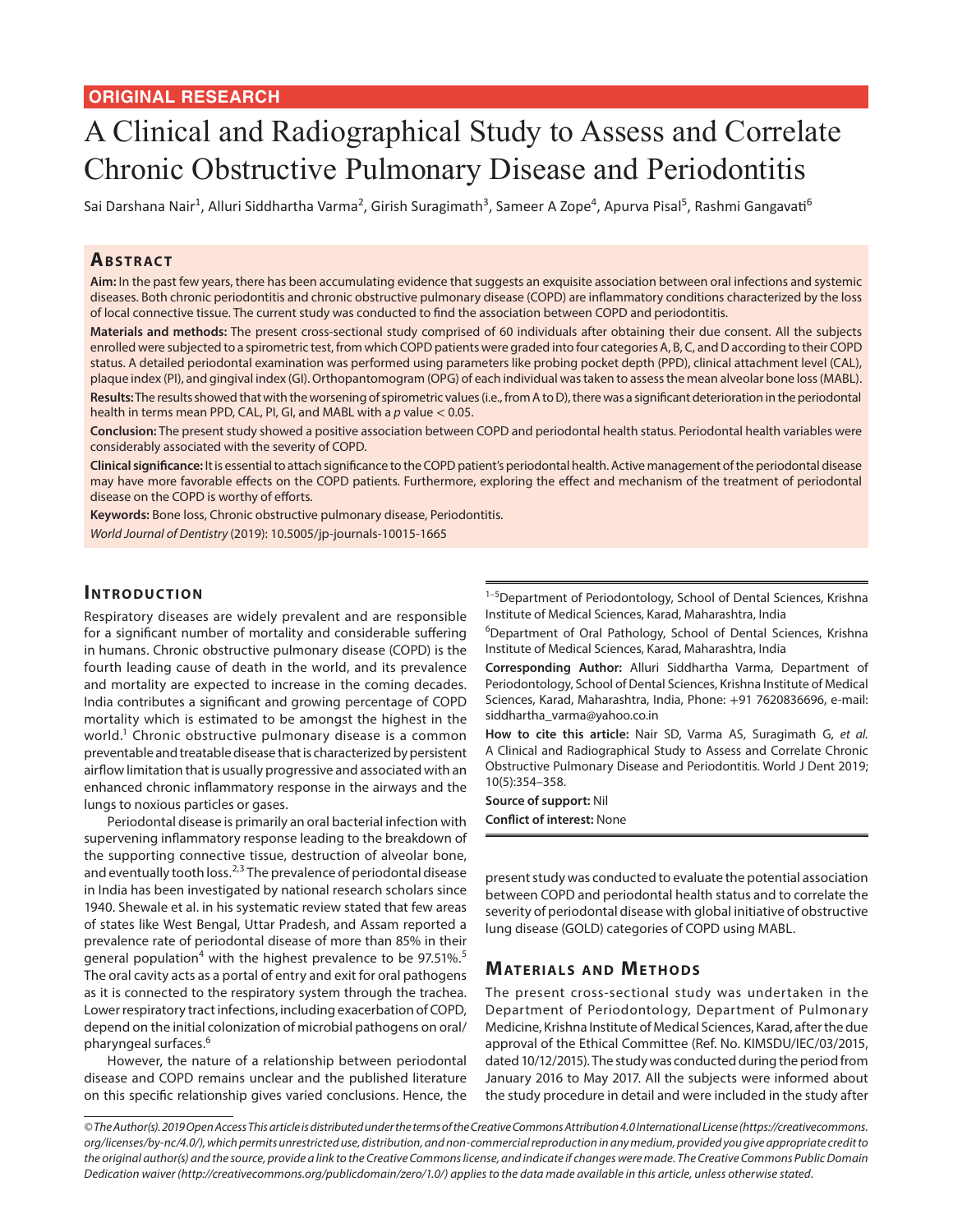ORIGINAL RESEARCH

# A Clinical and Radiographical Study to Assess and Correlate Chronic Obstructive Pulmonary Disease and Periodontitis

Sai Darshana Nair[1], Alluri Siddhartha Varma[2], Girish Suragimath[3], Sameer A Zope[4], Apurva Pisal[5], Rashmi Gangavati[6]

## Abstract

**Aim:** In the past few years, there has been accumulating evidence that suggests an exquisite association between oral infections and systemic diseases. Both chronic periodontitis and chronic obstructive pulmonary disease (COPD) are inflammatory conditions characterized by the loss of local connective tissue. The current study was conducted to find the association between COPD and periodontitis.

**Materials and methods:** The present cross-sectional study comprised of 60 individuals after obtaining their due consent. All the subjects enrolled were subjected to a spirometric test, from which COPD patients were graded into four categories A, B, C, and D according to their COPD status. A detailed periodontal examination was performed using parameters like probing pocket depth (PPD), clinical attachment level (CAL), plaque index (PI), and gingival index (GI). Orthopantomogram (OPG) of each individual was taken to assess the mean alveolar bone loss (MABL).

**Results:** The results showed that with the worsening of spirometric values (i.e., from A to D), there was a significant deterioration in the periodontal health in terms mean PPD, CAL, PI, GI, and MABL with a *p* value $< 0.05$.

**Conclusion:** The present study showed a positive association between COPD and periodontal health status. Periodontal health variables were considerably associated with the severity of COPD.

**Clinical significance:** It is essential to attach significance to the COPD patient's periodontal health. Active management of the periodontal disease may have more favorable effects on the COPD patients. Furthermore, exploring the effect and mechanism of the treatment of periodontal disease on the COPD is worthy of efforts.

**Keywords:** Bone loss, Chronic obstructive pulmonary disease, Periodontitis.

*World Journal of Dentistry* (2019): 10.5005/jp-journals-10015-1665

## Introduction

Respiratory diseases are widely prevalent and are responsible for a significant number of mortality and considerable suffering in humans. Chronic obstructive pulmonary disease (COPD) is the fourth leading cause of death in the world, and its prevalence and mortality are expected to increase in the coming decades. India contributes a significant and growing percentage of COPD mortality which is estimated to be amongst the highest in the world.[1] Chronic obstructive pulmonary disease is a common preventable and treatable disease that is characterized by persistent airflow limitation that is usually progressive and associated with an enhanced chronic inflammatory response in the airways and the lungs to noxious particles or gases.

Periodontal disease is primarily an oral bacterial infection with supervening inflammatory response leading to the breakdown of the supporting connective tissue, destruction of alveolar bone, and eventually tooth loss.[2,3] The prevalence of periodontal disease in India has been investigated by national research scholars since 1940. Shewale et al. in his systematic review stated that few areas of states like West Bengal, Uttar Pradesh, and Assam reported a prevalence rate of periodontal disease of more than 85% in their general population[4] with the highest prevalence to be 97.51%.[5] The oral cavity acts as a portal of entry and exit for oral pathogens as it is connected to the respiratory system through the trachea. Lower respiratory tract infections, including exacerbation of COPD, depend on the initial colonization of microbial pathogens on oral/pharyngeal surfaces.[6]

However, the nature of a relationship between periodontal disease and COPD remains unclear and the published literature on this specific relationship gives varied conclusions. Hence, the present study was conducted to evaluate the potential association between COPD and periodontal health status and to correlate the severity of periodontal disease with global initiative of obstructive lung disease (GOLD) categories of COPD using MABL.

[1–5]Department of Periodontology, School of Dental Sciences, Krishna Institute of Medical Sciences, Karad, Maharashtra, India

[6]Department of Oral Pathology, School of Dental Sciences, Krishna Institute of Medical Sciences, Karad, Maharashtra, India

**Corresponding Author:** Alluri Siddhartha Varma, Department of Periodontology, School of Dental Sciences, Krishna Institute of Medical Sciences, Karad, Maharashtra, India, Phone: +91 7620836696, e-mail: siddhartha_varma@yahoo.co.in

**How to cite this article:** Nair SD, Varma AS, Suragimath G, *et al.* A Clinical and Radiographical Study to Assess and Correlate Chronic Obstructive Pulmonary Disease and Periodontitis. World J Dent 2019; 10(5):354–358.

**Source of support:** Nil

**Conflict of interest:** None

## Materials and Methods

The present cross-sectional study was undertaken in the Department of Periodontology, Department of Pulmonary Medicine, Krishna Institute of Medical Sciences, Karad, after the due approval of the Ethical Committee (Ref. No. KIMSDU/IEC/03/2015, dated 10/12/2015). The study was conducted during the period from January 2016 to May 2017. All the subjects were informed about the study procedure in detail and were included in the study after

*© The Author(s). 2019 Open Access This article is distributed under the terms of the Creative Commons Attribution 4.0 International License (https://creativecommons.org/licenses/by-nc/4.0/), which permits unrestricted use, distribution, and non-commercial reproduction in any medium, provided you give appropriate credit to the original author(s) and the source, provide a link to the Creative Commons license, and indicate if changes were made. The Creative Commons Public Domain Dedication waiver (http://creativecommons.org/publicdomain/zero/1.0/) applies to the data made available in this article, unless otherwise stated.*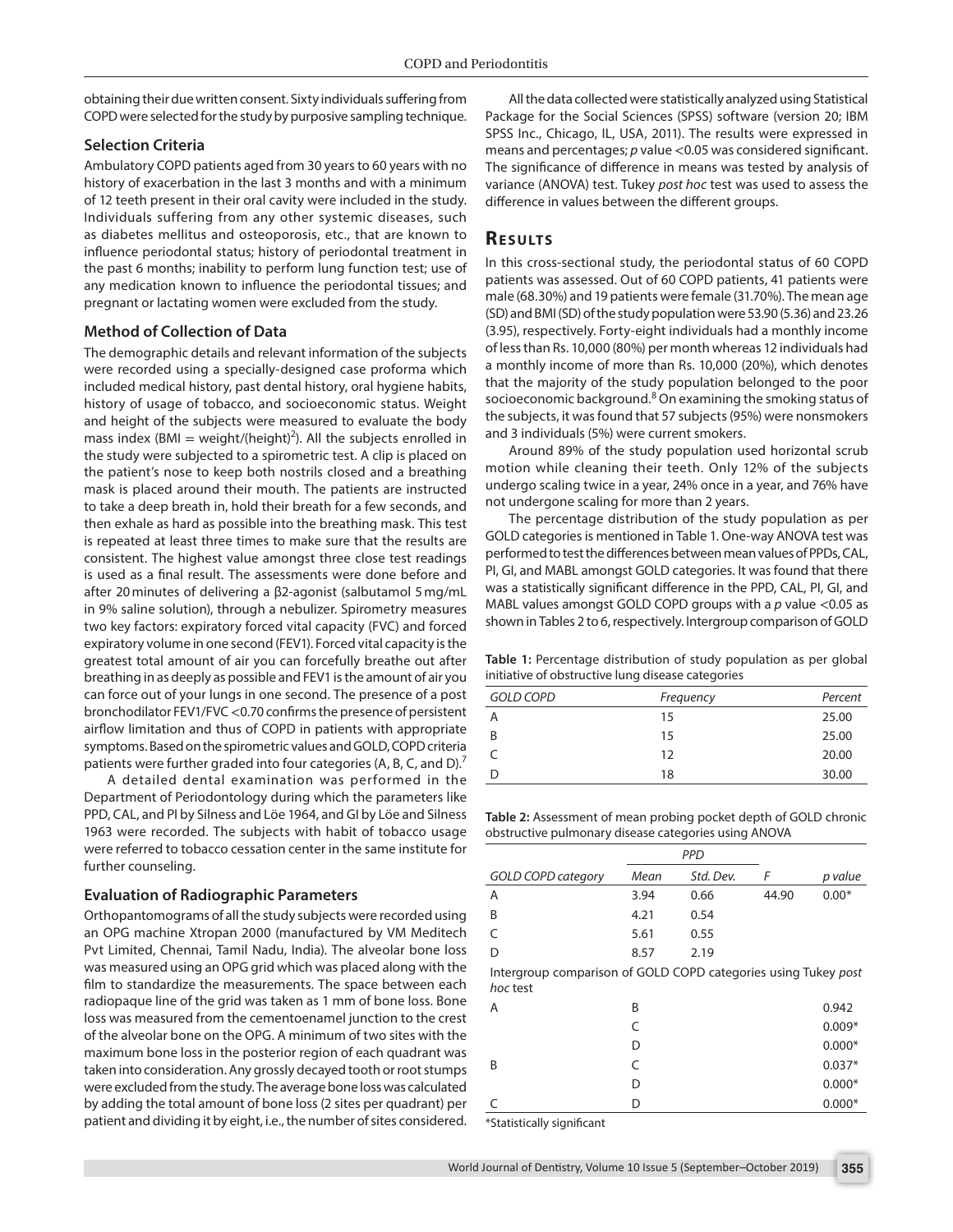obtaining their due written consent. Sixty individuals suffering from COPD were selected for the study by purposive sampling technique.

### Selection Criteria

Ambulatory COPD patients aged from 30 years to 60 years with no history of exacerbation in the last 3 months and with a minimum of 12 teeth present in their oral cavity were included in the study. Individuals suffering from any other systemic diseases, such as diabetes mellitus and osteoporosis, etc., that are known to influence periodontal status; history of periodontal treatment in the past 6 months; inability to perform lung function test; use of any medication known to influence the periodontal tissues; and pregnant or lactating women were excluded from the study.

### Method of Collection of Data

The demographic details and relevant information of the subjects were recorded using a specially-designed case proforma which included medical history, past dental history, oral hygiene habits, history of usage of tobacco, and socioeconomic status. Weight and height of the subjects were measured to evaluate the body mass index (BMI = weight/(height)$^2$). All the subjects enrolled in the study were subjected to a spirometric test. A clip is placed on the patient's nose to keep both nostrils closed and a breathing mask is placed around their mouth. The patients are instructed to take a deep breath in, hold their breath for a few seconds, and then exhale as hard as possible into the breathing mask. This test is repeated at least three times to make sure that the results are consistent. The highest value amongst three close test readings is used as a final result. The assessments were done before and after 20 minutes of delivering a β2-agonist (salbutamol 5 mg/mL in 9% saline solution), through a nebulizer. Spirometry measures two key factors: expiratory forced vital capacity (FVC) and forced expiratory volume in one second (FEV1). Forced vital capacity is the greatest total amount of air you can forcefully breathe out after breathing in as deeply as possible and FEV1 is the amount of air you can force out of your lungs in one second. The presence of a post bronchodilator FEV1/FVC <0.70 confirms the presence of persistent airflow limitation and thus of COPD in patients with appropriate symptoms. Based on the spirometric values and GOLD, COPD criteria patients were further graded into four categories (A, B, C, and D).[7]

A detailed dental examination was performed in the Department of Periodontology during which the parameters like PPD, CAL, and PI by Silness and Löe 1964, and GI by Löe and Silness 1963 were recorded. The subjects with habit of tobacco usage were referred to tobacco cessation center in the same institute for further counseling.

### Evaluation of Radiographic Parameters

Orthopantomograms of all the study subjects were recorded using an OPG machine Xtropan 2000 (manufactured by VM Meditech Pvt Limited, Chennai, Tamil Nadu, India). The alveolar bone loss was measured using an OPG grid which was placed along with the film to standardize the measurements. The space between each radiopaque line of the grid was taken as 1 mm of bone loss. Bone loss was measured from the cementoenamel junction to the crest of the alveolar bone on the OPG. A minimum of two sites with the maximum bone loss in the posterior region of each quadrant was taken into consideration. Any grossly decayed tooth or root stumps were excluded from the study. The average bone loss was calculated by adding the total amount of bone loss (2 sites per quadrant) per patient and dividing it by eight, i.e., the number of sites considered.

All the data collected were statistically analyzed using Statistical Package for the Social Sciences (SPSS) software (version 20; IBM SPSS Inc., Chicago, IL, USA, 2011). The results were expressed in means and percentages; *p* value <0.05 was considered significant. The significance of difference in means was tested by analysis of variance (ANOVA) test. Tukey *post hoc* test was used to assess the difference in values between the different groups.

## Results

In this cross-sectional study, the periodontal status of 60 COPD patients was assessed. Out of 60 COPD patients, 41 patients were male (68.30%) and 19 patients were female (31.70%). The mean age (SD) and BMI (SD) of the study population were 53.90 (5.36) and 23.26 (3.95), respectively. Forty-eight individuals had a monthly income of less than Rs. 10,000 (80%) per month whereas 12 individuals had a monthly income of more than Rs. 10,000 (20%), which denotes that the majority of the study population belonged to the poor socioeconomic background.[8] On examining the smoking status of the subjects, it was found that 57 subjects (95%) were nonsmokers and 3 individuals (5%) were current smokers.

Around 89% of the study population used horizontal scrub motion while cleaning their teeth. Only 12% of the subjects undergo scaling twice in a year, 24% once in a year, and 76% have not undergone scaling for more than 2 years.

The percentage distribution of the study population as per GOLD categories is mentioned in Table 1. One-way ANOVA test was performed to test the differences between mean values of PPDs, CAL, PI, GI, and MABL amongst GOLD categories. It was found that there was a statistically significant difference in the PPD, CAL, PI, GI, and MABL values amongst GOLD COPD groups with a *p* value <0.05 as shown in Tables 2 to 6, respectively. Intergroup comparison of GOLD

**Table 1:** Percentage distribution of study population as per global initiative of obstructive lung disease categories

| GOLD COPD | Frequency | Percent |
|---|---|---|
| A | 15 | 25.00 |
| B | 15 | 25.00 |
| C | 12 | 20.00 |
| D | 18 | 30.00 |

**Table 2:** Assessment of mean probing pocket depth of GOLD chronic obstructive pulmonary disease categories using ANOVA

| | PPD | | | |
|---|---|---|---|---|
| GOLD COPD category | Mean | Std. Dev. | F | p value |
| A | 3.94 | 0.66 | 44.90 | 0.00* |
| B | 4.21 | 0.54 | | |
| C | 5.61 | 0.55 | | |
| D | 8.57 | 2.19 | | |
| Intergroup comparison of GOLD COPD categories using Tukey *post hoc* test | | | | |
| A | B | | | 0.942 |
| | C | | | 0.009* |
| | D | | | 0.000* |
| B | C | | | 0.037* |
| | D | | | 0.000* |
| C | D | | | 0.000* |

*Statistically significant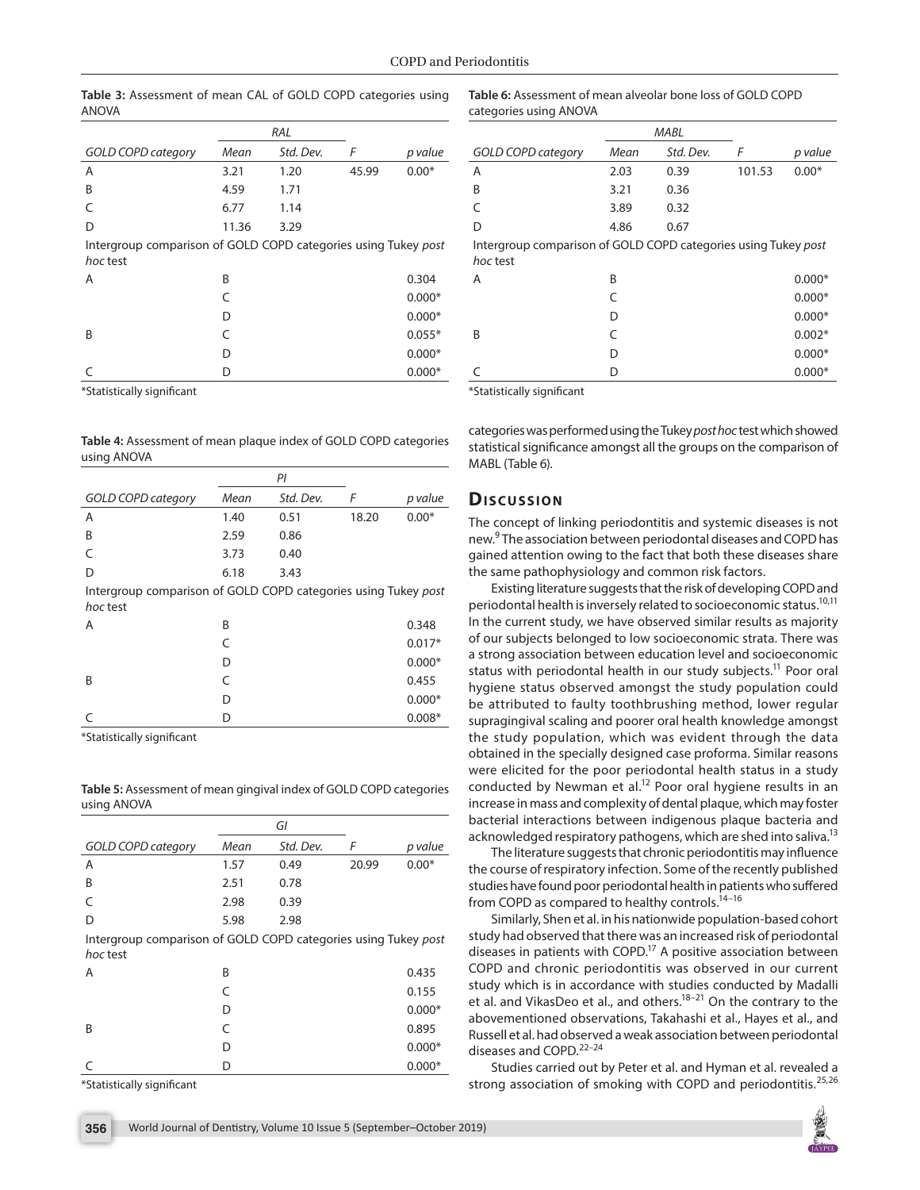**Table 3:** Assessment of mean CAL of GOLD COPD categories using ANOVA

| | *RAL* | | | |
|---|---|---|---|---|
| *GOLD COPD category* | *Mean* | *Std. Dev.* | *F* | *p value* |
| A | 3.21 | 1.20 | 45.99 | 0.00* |
| B | 4.59 | 1.71 | | |
| C | 6.77 | 1.14 | | |
| D | 11.36 | 3.29 | | |
| Intergroup comparison of GOLD COPD categories using Tukey *post hoc* test | | | | |
| A | B | | | 0.304 |
| | C | | | 0.000* |
| | D | | | 0.000* |
| B | C | | | 0.055* |
| | D | | | 0.000* |
| C | D | | | 0.000* |

*Statistically significant

**Table 4:** Assessment of mean plaque index of GOLD COPD categories using ANOVA

| | *PI* | | | |
|---|---|---|---|---|
| *GOLD COPD category* | *Mean* | *Std. Dev.* | *F* | *p value* |
| A | 1.40 | 0.51 | 18.20 | 0.00* |
| B | 2.59 | 0.86 | | |
| C | 3.73 | 0.40 | | |
| D | 6.18 | 3.43 | | |
| Intergroup comparison of GOLD COPD categories using Tukey *post hoc* test | | | | |
| A | B | | | 0.348 |
| | C | | | 0.017* |
| | D | | | 0.000* |
| B | C | | | 0.455 |
| | D | | | 0.000* |
| C | D | | | 0.008* |

*Statistically significant

**Table 5:** Assessment of mean gingival index of GOLD COPD categories using ANOVA

| | *GI* | | | |
|---|---|---|---|---|
| *GOLD COPD category* | *Mean* | *Std. Dev.* | *F* | *p value* |
| A | 1.57 | 0.49 | 20.99 | 0.00* |
| B | 2.51 | 0.78 | | |
| C | 2.98 | 0.39 | | |
| D | 5.98 | 2.98 | | |
| Intergroup comparison of GOLD COPD categories using Tukey *post hoc* test | | | | |
| A | B | | | 0.435 |
| | C | | | 0.155 |
| | D | | | 0.000* |
| B | C | | | 0.895 |
| | D | | | 0.000* |
| C | D | | | 0.000* |

*Statistically significant

**Table 6:** Assessment of mean alveolar bone loss of GOLD COPD categories using ANOVA

| | *MABL* | | | |
|---|---|---|---|---|
| *GOLD COPD category* | *Mean* | *Std. Dev.* | *F* | *p value* |
| A | 2.03 | 0.39 | 101.53 | 0.00* |
| B | 3.21 | 0.36 | | |
| C | 3.89 | 0.32 | | |
| D | 4.86 | 0.67 | | |
| Intergroup comparison of GOLD COPD categories using Tukey *post hoc* test | | | | |
| A | B | | | 0.000* |
| | C | | | 0.000* |
| | D | | | 0.000* |
| B | C | | | 0.002* |
| | D | | | 0.000* |
| C | D | | | 0.000* |

*Statistically significant

categories was performed using the Tukey *post hoc* test which showed statistical significance amongst all the groups on the comparison of MABL (Table 6).

## Discussion

The concept of linking periodontitis and systemic diseases is not new.[9] The association between periodontal diseases and COPD has gained attention owing to the fact that both these diseases share the same pathophysiology and common risk factors.

Existing literature suggests that the risk of developing COPD and periodontal health is inversely related to socioeconomic status.[10,11] In the current study, we have observed similar results as majority of our subjects belonged to low socioeconomic strata. There was a strong association between education level and socioeconomic status with periodontal health in our study subjects.[11] Poor oral hygiene status observed amongst the study population could be attributed to faulty toothbrushing method, lower regular supragingival scaling and poorer oral health knowledge amongst the study population, which was evident through the data obtained in the specially designed case proforma. Similar reasons were elicited for the poor periodontal health status in a study conducted by Newman et al.[12] Poor oral hygiene results in an increase in mass and complexity of dental plaque, which may foster bacterial interactions between indigenous plaque bacteria and acknowledged respiratory pathogens, which are shed into saliva.[13]

The literature suggests that chronic periodontitis may influence the course of respiratory infection. Some of the recently published studies have found poor periodontal health in patients who suffered from COPD as compared to healthy controls.[14–16]

Similarly, Shen et al. in his nationwide population-based cohort study had observed that there was an increased risk of periodontal diseases in patients with COPD.[17] A positive association between COPD and chronic periodontitis was observed in our current study which is in accordance with studies conducted by Madalli et al. and VikasDeo et al., and others.[18–21] On the contrary to the abovementioned observations, Takahashi et al., Hayes et al., and Russell et al. had observed a weak association between periodontal diseases and COPD.[22–24]

Studies carried out by Peter et al. and Hyman et al. revealed a strong association of smoking with COPD and periodontitis.[25,26]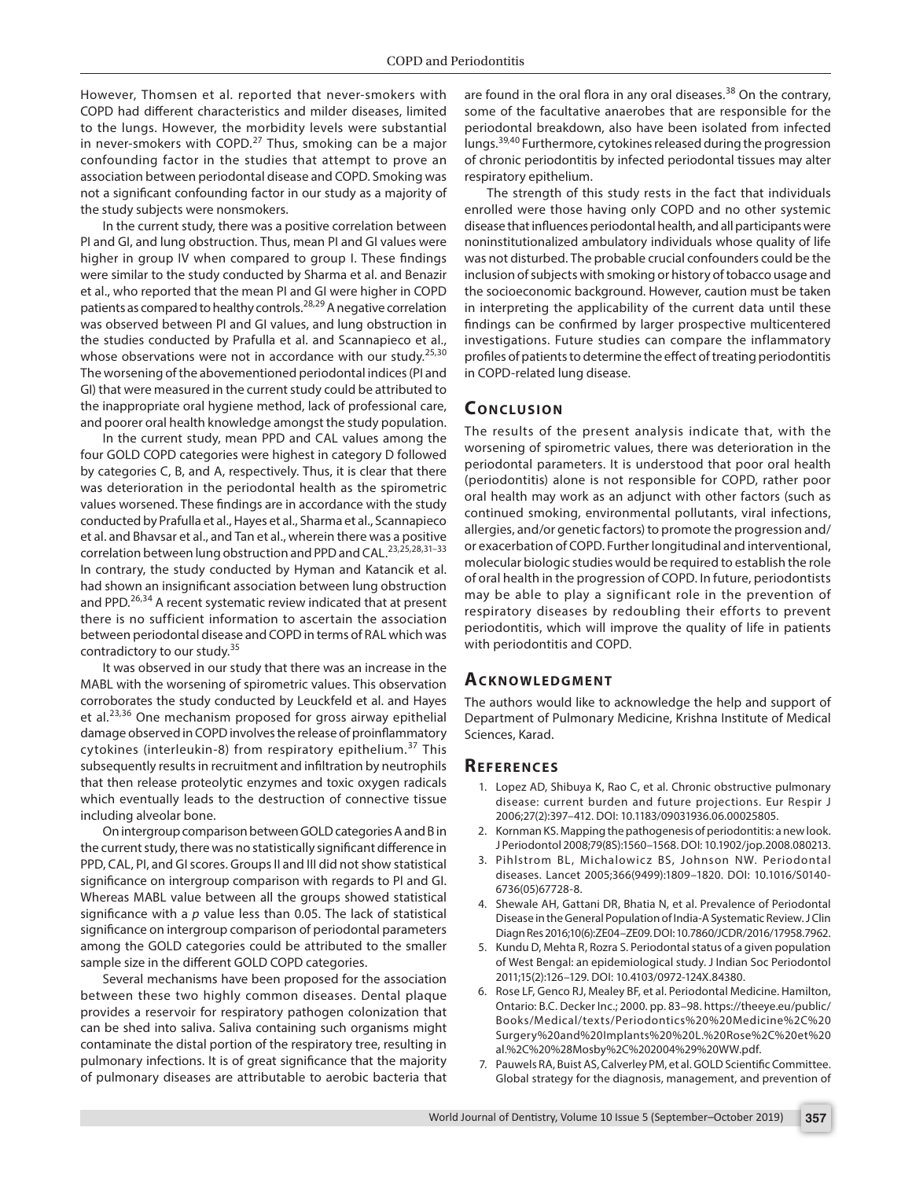However, Thomsen et al. reported that never-smokers with COPD had different characteristics and milder diseases, limited to the lungs. However, the morbidity levels were substantial in never-smokers with COPD.[27] Thus, smoking can be a major confounding factor in the studies that attempt to prove an association between periodontal disease and COPD. Smoking was not a significant confounding factor in our study as a majority of the study subjects were nonsmokers.

In the current study, there was a positive correlation between PI and GI, and lung obstruction. Thus, mean PI and GI values were higher in group IV when compared to group I. These findings were similar to the study conducted by Sharma et al. and Benazir et al., who reported that the mean PI and GI were higher in COPD patients as compared to healthy controls.[28,29] A negative correlation was observed between PI and GI values, and lung obstruction in the studies conducted by Prafulla et al. and Scannapieco et al., whose observations were not in accordance with our study.[25,30] The worsening of the abovementioned periodontal indices (PI and GI) that were measured in the current study could be attributed to the inappropriate oral hygiene method, lack of professional care, and poorer oral health knowledge amongst the study population.

In the current study, mean PPD and CAL values among the four GOLD COPD categories were highest in category D followed by categories C, B, and A, respectively. Thus, it is clear that there was deterioration in the periodontal health as the spirometric values worsened. These findings are in accordance with the study conducted by Prafulla et al., Hayes et al., Sharma et al., Scannapieco et al. and Bhavsar et al., and Tan et al., wherein there was a positive correlation between lung obstruction and PPD and CAL.[23,25,28,31–33] In contrary, the study conducted by Hyman and Katancik et al. had shown an insignificant association between lung obstruction and PPD.[26,34] A recent systematic review indicated that at present there is no sufficient information to ascertain the association between periodontal disease and COPD in terms of RAL which was contradictory to our study.[35]

It was observed in our study that there was an increase in the MABL with the worsening of spirometric values. This observation corroborates the study conducted by Leuckfeld et al. and Hayes et al.[23,36] One mechanism proposed for gross airway epithelial damage observed in COPD involves the release of proinflammatory cytokines (interleukin-8) from respiratory epithelium.[37] This subsequently results in recruitment and infiltration by neutrophils that then release proteolytic enzymes and toxic oxygen radicals which eventually leads to the destruction of connective tissue including alveolar bone.

On intergroup comparison between GOLD categories A and B in the current study, there was no statistically significant difference in PPD, CAL, PI, and GI scores. Groups II and III did not show statistical significance on intergroup comparison with regards to PI and GI. Whereas MABL value between all the groups showed statistical significance with a $p$ value less than 0.05. The lack of statistical significance on intergroup comparison of periodontal parameters among the GOLD categories could be attributed to the smaller sample size in the different GOLD COPD categories.

Several mechanisms have been proposed for the association between these two highly common diseases. Dental plaque provides a reservoir for respiratory pathogen colonization that can be shed into saliva. Saliva containing such organisms might contaminate the distal portion of the respiratory tree, resulting in pulmonary infections. It is of great significance that the majority of pulmonary diseases are attributable to aerobic bacteria that are found in the oral flora in any oral diseases.[38] On the contrary, some of the facultative anaerobes that are responsible for the periodontal breakdown, also have been isolated from infected lungs.[39,40] Furthermore, cytokines released during the progression of chronic periodontitis by infected periodontal tissues may alter respiratory epithelium.

The strength of this study rests in the fact that individuals enrolled were those having only COPD and no other systemic disease that influences periodontal health, and all participants were noninstitutionalized ambulatory individuals whose quality of life was not disturbed. The probable crucial confounders could be the inclusion of subjects with smoking or history of tobacco usage and the socioeconomic background. However, caution must be taken in interpreting the applicability of the current data until these findings can be confirmed by larger prospective multicentered investigations. Future studies can compare the inflammatory profiles of patients to determine the effect of treating periodontitis in COPD-related lung disease.

## Conclusion

The results of the present analysis indicate that, with the worsening of spirometric values, there was deterioration in the periodontal parameters. It is understood that poor oral health (periodontitis) alone is not responsible for COPD, rather poor oral health may work as an adjunct with other factors (such as continued smoking, environmental pollutants, viral infections, allergies, and/or genetic factors) to promote the progression and/or exacerbation of COPD. Further longitudinal and interventional, molecular biologic studies would be required to establish the role of oral health in the progression of COPD. In future, periodontists may be able to play a significant role in the prevention of respiratory diseases by redoubling their efforts to prevent periodontitis, which will improve the quality of life in patients with periodontitis and COPD.

## Acknowledgment

The authors would like to acknowledge the help and support of Department of Pulmonary Medicine, Krishna Institute of Medical Sciences, Karad.

## References

1. Lopez AD, Shibuya K, Rao C, et al. Chronic obstructive pulmonary disease: current burden and future projections. Eur Respir J 2006;27(2):397–412. DOI: 10.1183/09031936.06.00025805.
2. Kornman KS. Mapping the pathogenesis of periodontitis: a new look. J Periodontol 2008;79(8S):1560–1568. DOI: 10.1902/jop.2008.080213.
3. Pihlstrom BL, Michalowicz BS, Johnson NW. Periodontal diseases. Lancet 2005;366(9499):1809–1820. DOI: 10.1016/S0140-6736(05)67728-8.
4. Shewale AH, Gattani DR, Bhatia N, et al. Prevalence of Periodontal Disease in the General Population of India-A Systematic Review. J Clin Diagn Res 2016;10(6):ZE04–ZE09. DOI: 10.7860/JCDR/2016/17958.7962.
5. Kundu D, Mehta R, Rozra S. Periodontal status of a given population of West Bengal: an epidemiological study. J Indian Soc Periodontol 2011;15(2):126–129. DOI: 10.4103/0972-124X.84380.
6. Rose LF, Genco RJ, Mealey BF, et al. Periodontal Medicine. Hamilton, Ontario: B.C. Decker Inc.; 2000. pp. 83–98. https://theeye.eu/public/Books/Medical/texts/Periodontics%20%20Medicine%2C%20Surgery%20and%20Implants%20%20L.%20Rose%2C%20et%20al.%2C%20%28Mosby%2C%202004%29%20WW.pdf.
7. Pauwels RA, Buist AS, Calverley PM, et al. GOLD Scientific Committee. Global strategy for the diagnosis, management, and prevention of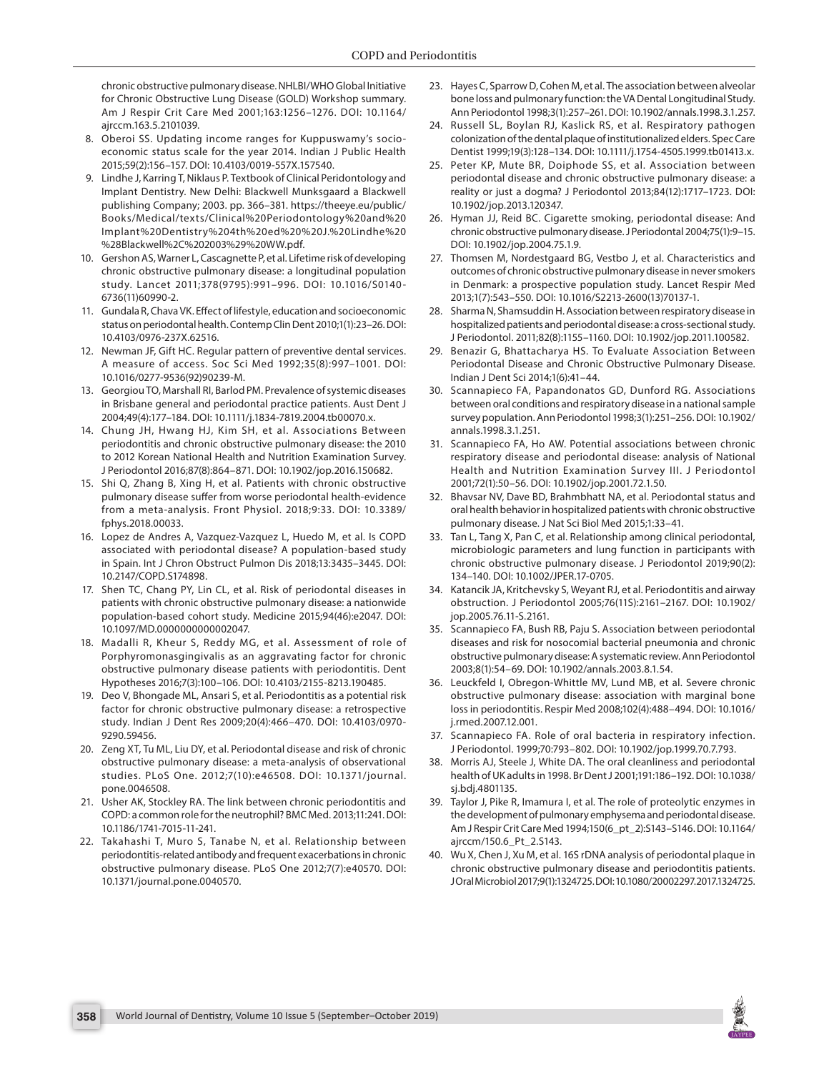chronic obstructive pulmonary disease. NHLBI/WHO Global Initiative for Chronic Obstructive Lung Disease (GOLD) Workshop summary. Am J Respir Crit Care Med 2001;163:1256–1276. DOI: 10.1164/ajrccm.163.5.2101039.

8. Oberoi SS. Updating income ranges for Kuppuswamy's socio-economic status scale for the year 2014. Indian J Public Health 2015;59(2):156–157. DOI: 10.4103/0019-557X.157540.
9. Lindhe J, Karring T, Niklaus P. Textbook of Clinical Peridontology and Implant Dentistry. New Delhi: Blackwell Munksgaard a Blackwell publishing Company; 2003. pp. 366–381. https://theeye.eu/public/Books/Medical/texts/Clinical%20Periodontology%20and%20Implant%20Dentistry%204th%20ed%20%20J.%20Lindhe%20%28Blackwell%2C%202003%29%20WW.pdf.
10. Gershon AS, Warner L, Cascagnette P, et al. Lifetime risk of developing chronic obstructive pulmonary disease: a longitudinal population study. Lancet 2011;378(9795):991–996. DOI: 10.1016/S0140-6736(11)60990-2.
11. Gundala R, Chava VK. Effect of lifestyle, education and socioeconomic status on periodontal health. Contemp Clin Dent 2010;1(1):23–26. DOI: 10.4103/0976-237X.62516.
12. Newman JF, Gift HC. Regular pattern of preventive dental services. A measure of access. Soc Sci Med 1992;35(8):997–1001. DOI: 10.1016/0277-9536(92)90239-M.
13. Georgiou TO, Marshall RI, Barlod PM. Prevalence of systemic diseases in Brisbane general and periodontal practice patients. Aust Dent J 2004;49(4):177–184. DOI: 10.1111/j.1834-7819.2004.tb00070.x.
14. Chung JH, Hwang HJ, Kim SH, et al. Associations Between periodontitis and chronic obstructive pulmonary disease: the 2010 to 2012 Korean National Health and Nutrition Examination Survey. J Periodontol 2016;87(8):864–871. DOI: 10.1902/jop.2016.150682.
15. Shi Q, Zhang B, Xing H, et al. Patients with chronic obstructive pulmonary disease suffer from worse periodontal health-evidence from a meta-analysis. Front Physiol. 2018;9:33. DOI: 10.3389/fphys.2018.00033.
16. Lopez de Andres A, Vazquez-Vazquez L, Huedo M, et al. Is COPD associated with periodontal disease? A population-based study in Spain. Int J Chron Obstruct Pulmon Dis 2018;13:3435–3445. DOI: 10.2147/COPD.S174898.
17. Shen TC, Chang PY, Lin CL, et al. Risk of periodontal diseases in patients with chronic obstructive pulmonary disease: a nationwide population-based cohort study. Medicine 2015;94(46):e2047. DOI: 10.1097/MD.0000000000002047.
18. Madalli R, Kheur S, Reddy MG, et al. Assessment of role of Porphyromonasgingivalis as an aggravating factor for chronic obstructive pulmonary disease patients with periodontitis. Dent Hypotheses 2016;7(3):100–106. DOI: 10.4103/2155-8213.190485.
19. Deo V, Bhongade ML, Ansari S, et al. Periodontitis as a potential risk factor for chronic obstructive pulmonary disease: a retrospective study. Indian J Dent Res 2009;20(4):466–470. DOI: 10.4103/0970-9290.59456.
20. Zeng XT, Tu ML, Liu DY, et al. Periodontal disease and risk of chronic obstructive pulmonary disease: a meta-analysis of observational studies. PLoS One. 2012;7(10):e46508. DOI: 10.1371/journal.pone.0046508.
21. Usher AK, Stockley RA. The link between chronic periodontitis and COPD: a common role for the neutrophil? BMC Med. 2013;11:241. DOI: 10.1186/1741-7015-11-241.
22. Takahashi T, Muro S, Tanabe N, et al. Relationship between periodontitis-related antibody and frequent exacerbations in chronic obstructive pulmonary disease. PLoS One 2012;7(7):e40570. DOI: 10.1371/journal.pone.0040570.
23. Hayes C, Sparrow D, Cohen M, et al. The association between alveolar bone loss and pulmonary function: the VA Dental Longitudinal Study. Ann Periodontol 1998;3(1):257–261. DOI: 10.1902/annals.1998.3.1.257.
24. Russell SL, Boylan RJ, Kaslick RS, et al. Respiratory pathogen colonization of the dental plaque of institutionalized elders. Spec Care Dentist 1999;19(3):128–134. DOI: 10.1111/j.1754-4505.1999.tb01413.x.
25. Peter KP, Mute BR, Doiphode SS, et al. Association between periodontal disease and chronic obstructive pulmonary disease: a reality or just a dogma? J Periodontol 2013;84(12):1717–1723. DOI: 10.1902/jop.2013.120347.
26. Hyman JJ, Reid BC. Cigarette smoking, periodontal disease: And chronic obstructive pulmonary disease. J Periodontal 2004;75(1):9–15. DOI: 10.1902/jop.2004.75.1.9.
27. Thomsen M, Nordestgaard BG, Vestbo J, et al. Characteristics and outcomes of chronic obstructive pulmonary disease in never smokers in Denmark: a prospective population study. Lancet Respir Med 2013;1(7):543–550. DOI: 10.1016/S2213-2600(13)70137-1.
28. Sharma N, Shamsuddin H. Association between respiratory disease in hospitalized patients and periodontal disease: a cross-sectional study. J Periodontol. 2011;82(8):1155–1160. DOI: 10.1902/jop.2011.100582.
29. Benazir G, Bhattacharya HS. To Evaluate Association Between Periodontal Disease and Chronic Obstructive Pulmonary Disease. Indian J Dent Sci 2014;1(6):41–44.
30. Scannapieco FA, Papandonatos GD, Dunford RG. Associations between oral conditions and respiratory disease in a national sample survey population. Ann Periodontol 1998;3(1):251–256. DOI: 10.1902/annals.1998.3.1.251.
31. Scannapieco FA, Ho AW. Potential associations between chronic respiratory disease and periodontal disease: analysis of National Health and Nutrition Examination Survey III. J Periodontol 2001;72(1):50–56. DOI: 10.1902/jop.2001.72.1.50.
32. Bhavsar NV, Dave BD, Brahmbhatt NA, et al. Periodontal status and oral health behavior in hospitalized patients with chronic obstructive pulmonary disease. J Nat Sci Biol Med 2015;1:33–41.
33. Tan L, Tang X, Pan C, et al. Relationship among clinical periodontal, microbiologic parameters and lung function in participants with chronic obstructive pulmonary disease. J Periodontol 2019;90(2):134–140. DOI: 10.1002/JPER.17-0705.
34. Katancik JA, Kritchevsky S, Weyant RJ, et al. Periodontitis and airway obstruction. J Periodontol 2005;76(11S):2161–2167. DOI: 10.1902/jop.2005.76.11-S.2161.
35. Scannapieco FA, Bush RB, Paju S. Association between periodontal diseases and risk for nosocomial bacterial pneumonia and chronic obstructive pulmonary disease: A systematic review. Ann Periodontol 2003;8(1):54–69. DOI: 10.1902/annals.2003.8.1.54.
36. Leuckfeld I, Obregon-Whittle MV, Lund MB, et al. Severe chronic obstructive pulmonary disease: association with marginal bone loss in periodontitis. Respir Med 2008;102(4):488–494. DOI: 10.1016/j.rmed.2007.12.001.
37. Scannapieco FA. Role of oral bacteria in respiratory infection. J Periodontol. 1999;70:793–802. DOI: 10.1902/jop.1999.70.7.793.
38. Morris AJ, Steele J, White DA. The oral cleanliness and periodontal health of UK adults in 1998. Br Dent J 2001;191:186–192. DOI: 10.1038/sj.bdj.4801135.
39. Taylor J, Pike R, Imamura I, et al. The role of proteolytic enzymes in the development of pulmonary emphysema and periodontal disease. Am J Respir Crit Care Med 1994;150(6_pt_2):S143–S146. DOI: 10.1164/ajrccm/150.6_Pt_2.S143.
40. Wu X, Chen J, Xu M, et al. 16S rDNA analysis of periodontal plaque in chronic obstructive pulmonary disease and periodontitis patients. J Oral Microbiol 2017;9(1):1324725. DOI: 10.1080/20002297.2017.1324725.